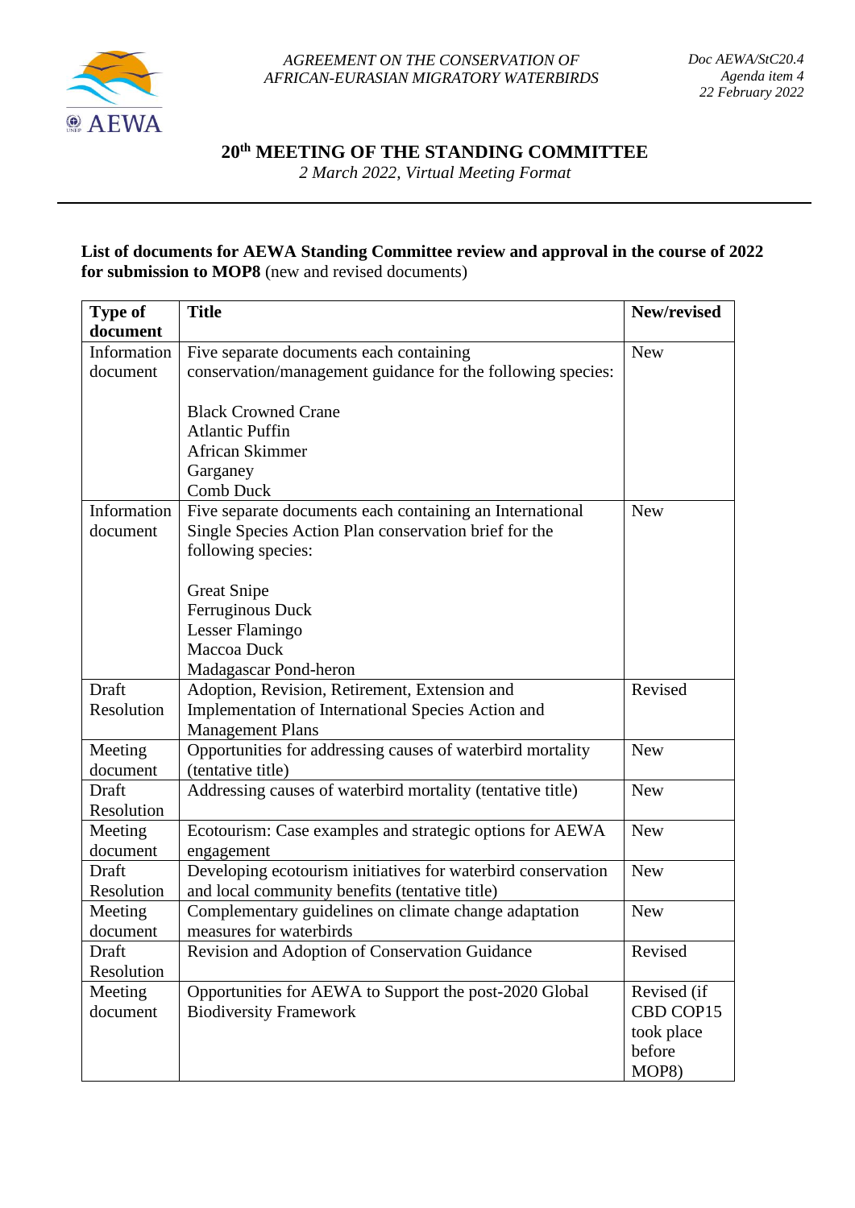*AGREEMENT ON THE CONSERVATION OF AFRICAN-EURASIAN MIGRATORY WATERBIRDS*

*Doc AEWA/StC20.4*
*Agenda item 4*
*22 February 2022*

# 20th MEETING OF THE STANDING COMMITTEE

*2 March 2022, Virtual Meeting Format*

---

**List of documents for AEWA Standing Committee review and approval in the course of 2022 for submission to MOP8** (new and revised documents)

| Type of document | Title | New/revised |
|---|---|---|
| Information document | Five separate documents each containing conservation/management guidance for the following species:<br><br>Black Crowned Crane<br>Atlantic Puffin<br>African Skimmer<br>Garganey<br>Comb Duck | New |
| Information document | Five separate documents each containing an International Single Species Action Plan conservation brief for the following species:<br><br>Great Snipe<br>Ferruginous Duck<br>Lesser Flamingo<br>Maccoa Duck<br>Madagascar Pond-heron | New |
| Draft Resolution | Adoption, Revision, Retirement, Extension and Implementation of International Species Action and Management Plans | Revised |
| Meeting document | Opportunities for addressing causes of waterbird mortality (tentative title) | New |
| Draft Resolution | Addressing causes of waterbird mortality (tentative title) | New |
| Meeting document | Ecotourism: Case examples and strategic options for AEWA engagement | New |
| Draft Resolution | Developing ecotourism initiatives for waterbird conservation and local community benefits (tentative title) | New |
| Meeting document | Complementary guidelines on climate change adaptation measures for waterbirds | New |
| Draft Resolution | Revision and Adoption of Conservation Guidance | Revised |
| Meeting document | Opportunities for AEWA to Support the post-2020 Global Biodiversity Framework | Revised (if CBD COP15 took place before MOP8) |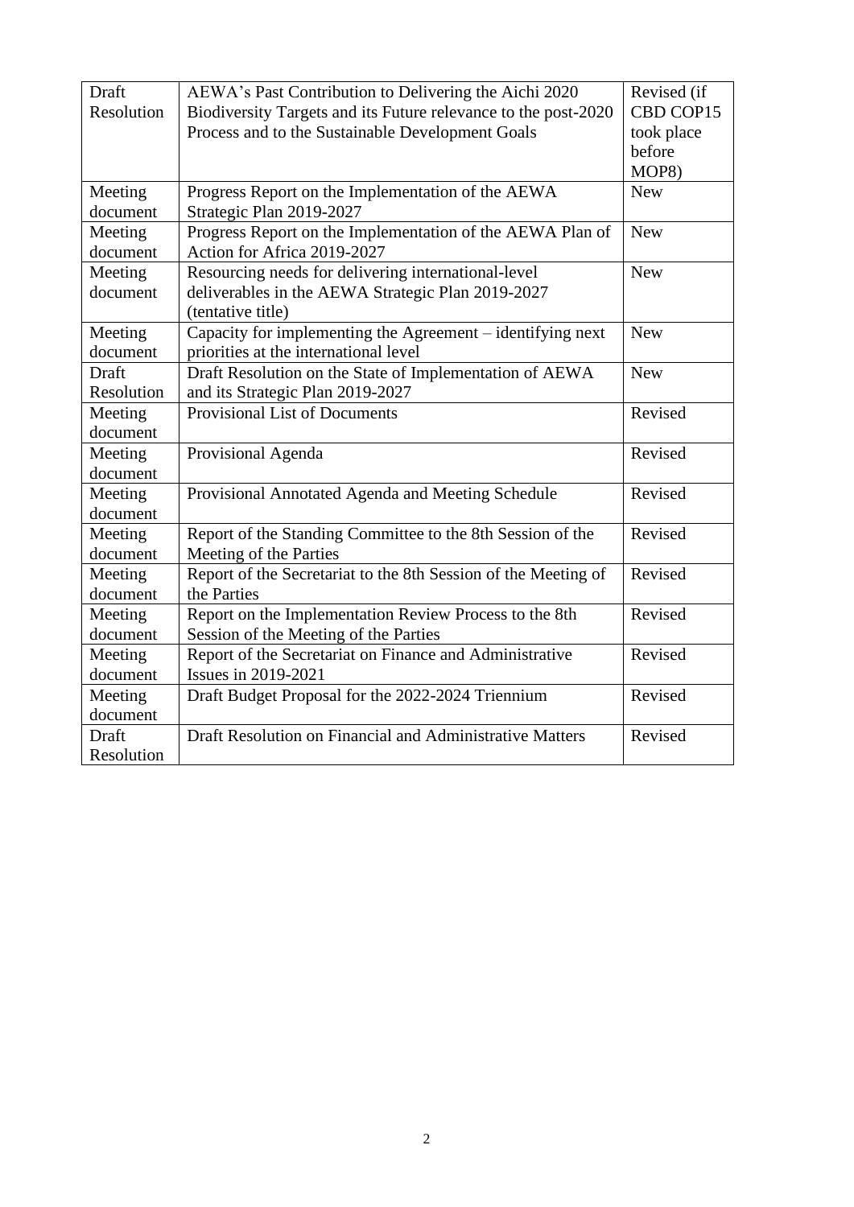| | | |
|---|---|---|
| Draft Resolution | AEWA's Past Contribution to Delivering the Aichi 2020 Biodiversity Targets and its Future relevance to the post-2020 Process and to the Sustainable Development Goals | Revised (if CBD COP15 took place before MOP8) |
| Meeting document | Progress Report on the Implementation of the AEWA Strategic Plan 2019-2027 | New |
| Meeting document | Progress Report on the Implementation of the AEWA Plan of Action for Africa 2019-2027 | New |
| Meeting document | Resourcing needs for delivering international-level deliverables in the AEWA Strategic Plan 2019-2027 (tentative title) | New |
| Meeting document | Capacity for implementing the Agreement – identifying next priorities at the international level | New |
| Draft Resolution | Draft Resolution on the State of Implementation of AEWA and its Strategic Plan 2019-2027 | New |
| Meeting document | Provisional List of Documents | Revised |
| Meeting document | Provisional Agenda | Revised |
| Meeting document | Provisional Annotated Agenda and Meeting Schedule | Revised |
| Meeting document | Report of the Standing Committee to the 8th Session of the Meeting of the Parties | Revised |
| Meeting document | Report of the Secretariat to the 8th Session of the Meeting of the Parties | Revised |
| Meeting document | Report on the Implementation Review Process to the 8th Session of the Meeting of the Parties | Revised |
| Meeting document | Report of the Secretariat on Finance and Administrative Issues in 2019-2021 | Revised |
| Meeting document | Draft Budget Proposal for the 2022-2024 Triennium | Revised |
| Draft Resolution | Draft Resolution on Financial and Administrative Matters | Revised |